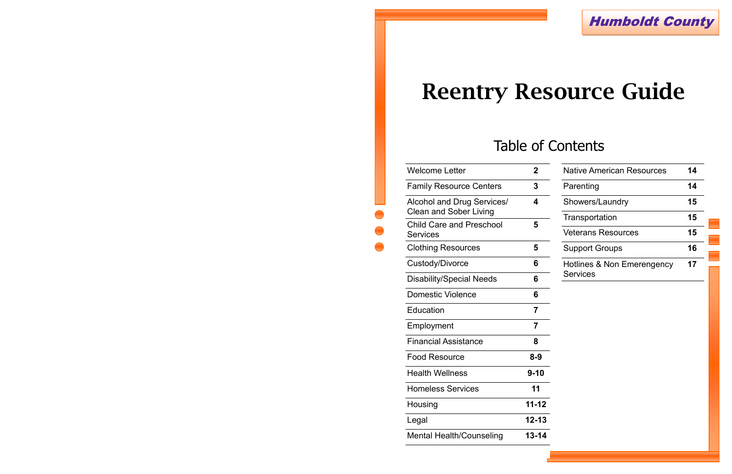**Humboldt County**

# Reentry Resource Guide

## Table of Contents

| Section | Page |
|---|---|
| Welcome Letter | 2 |
| Family Resource Centers | 3 |
| Alcohol and Drug Services/ Clean and Sober Living | 4 |
| Child Care and Preschool Services | 5 |
| Clothing Resources | 5 |
| Custody/Divorce | 6 |
| Disability/Special Needs | 6 |
| Domestic Violence | 6 |
| Education | 7 |
| Employment | 7 |
| Financial Assistance | 8 |
| Food Resource | 8-9 |
| Health Wellness | 9-10 |
| Homeless Services | 11 |
| Housing | 11-12 |
| Legal | 12-13 |
| Mental Health/Counseling | 13-14 |
| Native American Resources | 14 |
| Parenting | 14 |
| Showers/Laundry | 15 |
| Transportation | 15 |
| Veterans Resources | 15 |
| Support Groups | 16 |
| Hotlines & Non Emerengency Services | 17 |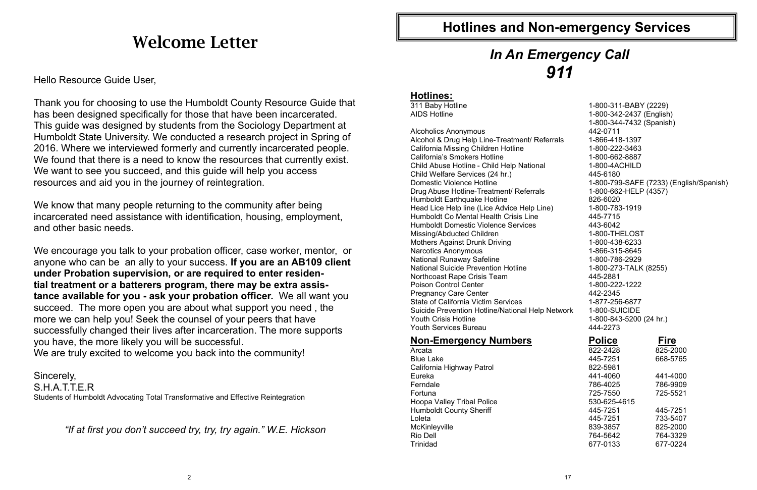# Welcome Letter

Hello Resource Guide User,

Thank you for choosing to use the Humboldt County Resource Guide that has been designed specifically for those that have been incarcerated. This guide was designed by students from the Sociology Department at Humboldt State University. We conducted a research project in Spring of 2016. Where we interviewed formerly and currently incarcerated people. We found that there is a need to know the resources that currently exist. We want to see you succeed, and this guide will help you access resources and aid you in the journey of reintegration.

We know that many people returning to the community after being incarcerated need assistance with identification, housing, employment, and other basic needs.

We encourage you talk to your probation officer, case worker, mentor, or anyone who can be an ally to your success. **If you are an AB109 client under Probation supervision, or are required to enter residential treatment or a batterers program, there may be extra assistance available for you - ask your probation officer.** We all want you succeed. The more open you are about what support you need , the more we can help you! Seek the counsel of your peers that have successfully changed their lives after incarceration. The more supports you have, the more likely you will be successful.
We are truly excited to welcome you back into the community!

Sincerely,
S.H.A.T.T.E.R
Students of Humboldt Advocating Total Transformative and Effective Reintegration

*"If at first you don't succeed try, try, try again." W.E. Hickson*

# Hotlines and Non-emergency Services

## *In An Emergency Call 911*

### Hotlines:

| | |
|---|---|
| 311 Baby Hotline | 1-800-311-BABY (2229) |
| AIDS Hotline | 1-800-342-2437 (English) 1-800-344-7432 (Spanish) |
| Alcoholics Anonymous | 442-0711 |
| Alcohol & Drug Help Line-Treatment/ Referrals | 1-866-418-1397 |
| California Missing Children Hotline | 1-800-222-3463 |
| California's Smokers Hotline | 1-800-662-8887 |
| Child Abuse Hotline - Child Help National | 1-800-4ACHILD |
| Child Welfare Services (24 hr.) | 445-6180 |
| Domestic Violence Hotline | 1-800-799-SAFE (7233) (English/Spanish) |
| Drug Abuse Hotline-Treatment/ Referrals | 1-800-662-HELP (4357) |
| Humboldt Earthquake Hotline | 826-6020 |
| Head Lice Help line (Lice Advice Help Line) | 1-800-783-1919 |
| Humboldt Co Mental Health Crisis Line | 445-7715 |
| Humboldt Domestic Violence Services | 443-6042 |
| Missing/Abducted Children | 1-800-THELOST |
| Mothers Against Drunk Driving | 1-800-438-6233 |
| Narcotics Anonymous | 1-866-315-8645 |
| National Runaway Safeline | 1-800-786-2929 |
| National Suicide Prevention Hotline | 1-800-273-TALK (8255) |
| Northcoast Rape Crisis Team | 445-2881 |
| Poison Control Center | 1-800-222-1222 |
| Pregnancy Care Center | 442-2345 |
| State of California Victim Services | 1-877-256-6877 |
| Suicide Prevention Hotline/National Help Network | 1-800-SUICIDE |
| Youth Crisis Hotline | 1-800-843-5200 (24 hr.) |
| Youth Services Bureau | 444-2273 |

| **Non-Emergency Numbers** | **Police** | **Fire** |
|---|---|---|
| Arcata | 822-2428 | 825-2000 |
| Blue Lake | 445-7251 | 668-5765 |
| California Highway Patrol | 822-5981 | |
| Eureka | 441-4060 | 441-4000 |
| Ferndale | 786-4025 | 786-9909 |
| Fortuna | 725-7550 | 725-5521 |
| Hoopa Valley Tribal Police | 530-625-4615 | |
| Humboldt County Sheriff | 445-7251 | 445-7251 |
| Loleta | 445-7251 | 733-5407 |
| McKinleyville | 839-3857 | 825-2000 |
| Rio Dell | 764-5642 | 764-3329 |
| Trinidad | 677-0133 | 677-0224 |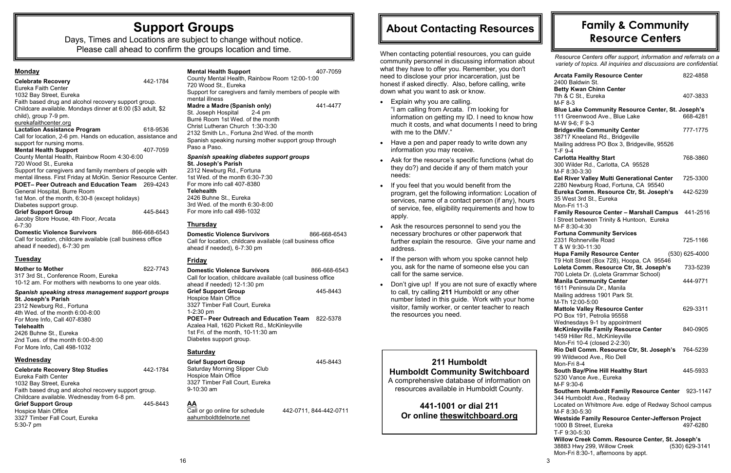# Support Groups

Days, Times and Locations are subject to change without notice.
Please call ahead to confirm the groups location and time.

## Monday

**Celebrate Recovery** 442-1784
Eureka Faith Center
1032 Bay Street, Eureka
Faith based drug and alcohol recovery support group.
Childcare available. Mondays dinner at 6:00 ($3 adult, $2 child), group 7-9 pm.
eurekafaithcenter.org

**Lactation Assistance Program** 618-9536
Call for location, 2-6 pm. Hands on education, assistance and support for nursing moms.

**Mental Health Support** 407-7059
County Mental Health, Rainbow Room 4:30-6:00
720 Wood St., Eureka
Support for caregivers and family members of people with mental illness. First Friday at McKin. Senior Resource Center.

**POET– Peer Outreach and Education Team** 269-4243
General Hospital, Burre Room
1st Mon. of the month, 6:30-8 (except holidays)
Diabetes support group.

**Grief Support Group** 445-8443
Jacoby Store House, 4th Floor, Arcata
6-7:30

**Domestic Violence Survivors** 866-668-6543
Call for location, childcare available (call business office ahead if needed), 6-7:30 pm

## Tuesday

**Mother to Mother** 822-7743
317 3rd St., Conference Room, Eureka
10-12 am. For mothers with newborns to one year olds.

***Spanish speaking stress management support groups***

**St. Joseph's Parish**
2312 Newburg Rd., Fortuna
4th Wed. of the month 6:00-8:00
For More Info, Call 407-8380

**Telehealth**
2426 Buhne St., Eureka
2nd Tues. of the month 6:00-8:00
For More Info, Call 498-1032

## Wednesday

**Celebrate Recovery Step Studies** 442-1784
Eureka Faith Center
1032 Bay Street, Eureka
Faith based drug and alcohol recovery support group.
Childcare available. Wednesday from 6-8 pm.

**Grief Support Group** 445-8443
Hospice Main Office
3327 Timber Fall Court, Eureka
5:30-7 pm

**Mental Health Support** 407-7059
County Mental Health, Rainbow Room 12:00-1:00
720 Wood St., Eureka
Support for caregivers and family members of people with mental illness

**Madre a Madre (Spanish only)** 441-4477
St. Joseph Hospital 2-4 pm
Burré Room 1st Wed. of the month
Christ Lutheran Church 1:30-3:30
2132 Smith Ln., Fortuna 2nd Wed. of the month
Spanish speaking nursing mother support group through Paso a Paso.

***Spanish speaking diabetes support groups***

**St. Joseph's Parish**
2312 Newburg Rd., Fortuna
1st Wed. of the month 6:30-7:30
For more info call 407-8380

**Telehealth**
2426 Buhne St., Eureka
3rd Wed. of the month 6:30-8:00
For more info call 498-1032

## Thursday

**Domestic Violence Survivors** 866-668-6543
Call for location, childcare available (call business office ahead if needed), 6-7:30 pm

## Friday

**Domestic Violence Survivors** 866-668-6543
Call for location, childcare available (call business office ahead if needed) 12-1:30 pm

**Grief Support Group** 445-8443
Hospice Main Office
3327 Timber Fall Court, Eureka
1-2:30 pm

**POET– Peer Outreach and Education Team** 822-5378
Azalea Hall, 1620 Pickett Rd., McKinleyville
1st Fri. of the month, 10-11:30 am
Diabetes support group.

## Saturday

**Grief Support Group** 445-8443
Saturday Morning Slipper Club
Hospice Main Office
3327 Timber Fall Court, Eureka
9-10:30 am

## AA

Call or go online for schedule 442-0711, 844-442-0711
aahumboldtdelnorte.net

# About Contacting Resources

When contacting potential resources, you can guide community personnel in discussing information about what they have to offer you. Remember, you don't need to disclose your prior incarceration, just be honest if asked directly. Also, before calling, write down what you want to ask or know.

- Explain why you are calling.
  "I am calling from Arcata. I'm looking for information on getting my ID. I need to know how much it costs, and what documents I need to bring with me to the DMV."
- Have a pen and paper ready to write down any information you may receive.
- Ask for the resource's specific functions (what do they do?) and decide if any of them match your needs:
- If you feel that you would benefit from the program, get the following information: Location of services, name of a contact person (if any), hours of service, fee, eligibility requirements and how to apply.
- Ask the resources personnel to send you the necessary brochures or other paperwork that further explain the resource. Give your name and address.
- If the person with whom you spoke cannot help you, ask for the name of someone else you can call for the same service.
- Don't give up! If you are not sure of exactly where to call, try calling **211** Humboldt or any other number listed in this guide. Work with your home visitor, family worker, or center teacher to reach the resources you need.

**211 Humboldt**
**Humboldt Community Switchboard**
A comprehensive database of information on resources available in Humboldt County.

**441-1001 or dial 211**
**Or online theswitchboard.org**

# Family & Community Resource Centers

*Resource Centers offer support, information and referrals on a variety of topics. All inquiries and discussions are confidential.*

**Arcata Family Resource Center** 822-4858
2400 Baldwin St.

**Betty Kwan Chinn Center** 407-3833
7th & C St., Eureka
M-F 8-3

**Blue Lake Community Resource Center, St. Joseph's** 668-4281
111 Greenwood Ave., Blue Lake
M-W 9-6; F 9-3

**Bridgeville Community Center** 777-1775
38717 Kneeland Rd., Bridgeville
Mailing address PO Box 3, Bridgeville, 95526
T-F 9-4

**Carlotta Healthy Start** 768-3860
300 Wilder Rd., Carlotta, CA 95528
M-F 8:30-3:30

**Eel River Valley Multi Generational Center** 725-3300
2280 Newburg Road, Fortuna, CA 95540

**Eureka Comm. Resource Ctr, St. Joseph's** 442-5239
35 West 3rd St., Eureka
Mon-Fri 11-3

**Family Resource Center – Marshall Campus** 441-2516
I Street between Trinity & Huntoon, Eureka
M-F 8:30-4:30

**Fortuna Community Services** 725-1166
2331 Rohnerville Road
T & W 9:30-11:30

**Hupa Family Resource Center** (530) 625-4000
T9 Holt Street (Box 728), Hoopa, CA 95546

**Loleta Comm. Resource Ctr, St. Joseph's** 733-5239
700 Loleta Dr. (Loleta Grammar School)

**Manila Community Center** 444-9771
1611 Peninsula Dr., Manila
Mailing address 1901 Park St.
M-Th 12:00-5:00

**Mattole Valley Resource Center** 629-3311
PO Box 191, Petrolia 95558
Wednesdays 9-1 by appointment

**McKinleyville Family Resource Center** 840-0905
1459 Hiller Rd., McKinleyville
Mon-Fri 10-4 (closed 2-2:30)

**Rio Dell Comm. Resource Ctr, St. Joseph's** 764-5239
99 Wildwood Ave., Rio Dell
Mon-Fri 8-4

**South Bay/Pine Hill Healthy Start** 445-5933
5230 Vance Ave., Eureka
M-F 9:30-6

**Southern Humboldt Family Resource Center** 923-1147
344 Humboldt Ave., Redway
Located on Whitmore Ave. edge of Redway School campus
M-F 8:30-5:30

**Westside Family Resource Center-Jefferson Project** 497-6280
1000 B Street, Eureka
T-F 9:30-5:30

**Willow Creek Comm. Resource Center, St. Joseph's** (530) 629-3141
38883 Hwy 299, Willow Creek
Mon-Fri 8:30-1, afternoons by appt.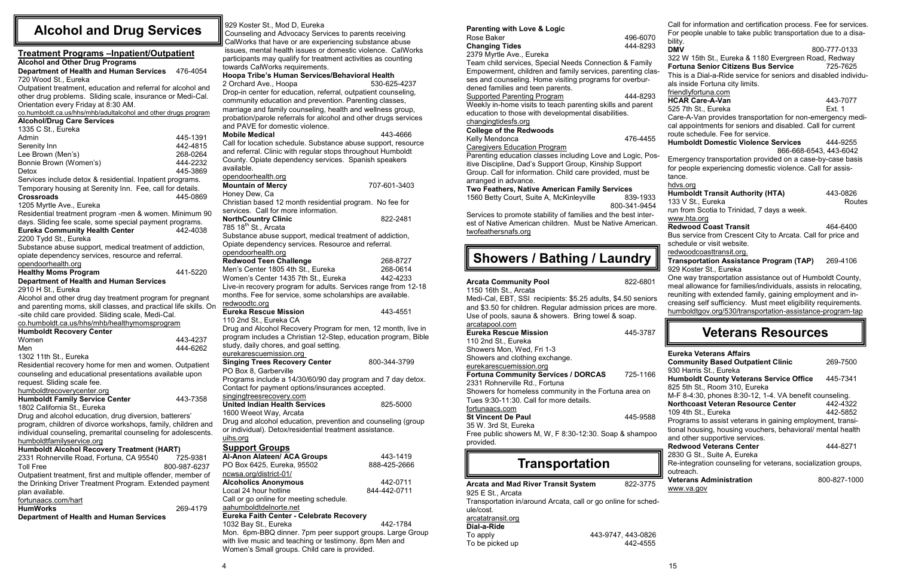# Alcohol and Drug Services

## Treatment Programs –Inpatient/Outpatient

**Alcohol and Other Drug Programs**

**Department of Health and Human Services** 476-4054
720 Wood St., Eureka
Outpatient treatment, education and referral for alcohol and other drug problems. Sliding scale, insurance or Medi-Cal. Orientation every Friday at 8:30 AM.
co.humboldt.ca.us/hhs/mhb/adultalcohol and other drugs program

**Alcohol/Drug Care Services**
1335 C St., Eureka
Admin 445-1391
Serenity Inn 442-4815
Lee Brown (Men's) 268-0264
Bonnie Brown (Women's) 444-2232
Detox 445-3869
Services include detox & residential. Inpatient programs. Temporary housing at Serenity Inn. Fee, call for details.

**Crossroads** 445-0869
1205 Myrtle Ave., Eureka
Residential treatment program -men & women. Minimum 90 days. Sliding fee scale, some special payment programs.

**Eureka Community Health Center** 442-4038
2200 Tydd St., Eureka
Substance abuse support, medical treatment of addiction, opiate dependency services, resource and referral.
opendoorhealth.org

**Healthy Moms Program** 441-5220
**Department of Health and Human Services**
2910 H St., Eureka
Alcohol and other drug day treatment program for pregnant and parenting moms, skill classes, and practical life skills. On-site child care provided. Sliding scale, Medi-Cal.
co.humboldt.ca.us/hhs/mhb/healthymomsprogram

**Humboldt Recovery Center**
Women 443-4237
Men 444-6262
1302 11th St., Eureka
Residential recovery home for men and women. Outpatient counseling and educational presentations available upon request. Sliding scale fee.
humboldtrecoverycenter.org

**Humboldt Family Service Center** 443-7358
1802 California St., Eureka
Drug and alcohol education, drug diversion, batterers' program, children of divorce workshops, family, children and individual counseling, premarital counseling for adolescents.
humboldtfamilyservice.org

**Humboldt Alcohol Recovery Treatment (HART)**
2331 Rohnerville Road, Fortuna, CA 95540 725-9381
Toll Free 800-987-6237
Outpatient treatment, first and multiple offender, member of the Drinking Driver Treatment Program. Extended payment plan available.
fortunaacs.com/hart

**HumWorks** 269-4179
**Department of Health and Human Services**
929 Koster St., Mod D, Eureka
Counseling and Advocacy Services to parents receiving CalWorks that have or are experiencing substance abuse issues, mental health issues or domestic violence. CalWorks participants may qualify for treatment activities as counting towards CalWorks requirements.

**Hoopa Tribe's Human Services/Behavioral Health**
2 Orchard Ave., Hoopa 530-625-4237
Drop-in center for education, referral, outpatient counseling, community education and prevention. Parenting classes, marriage and family counseling, health and wellness group, probation/parole referrals for alcohol and other drugs services and PAVE for domestic violence.

**Mobile Medical** 443-4666
Call for location schedule. Substance abuse support, resource and referral. Clinic with regular stops throughout Humboldt County. Opiate dependency services. Spanish speakers available.
opendoorhealth.org

**Mountain of Mercy** 707-601-3403
Honey Dew, Ca
Christian based 12 month residential program. No fee for services. Call for more information.

**NorthCountry Clinic** 822-2481
785 18th St., Arcata
Substance abuse support, medical treatment of addiction, Opiate dependency services. Resource and referral.
opendoorhealth.org

**Redwood Teen Challenge** 268-8727
Men's Center 1805 4th St., Eureka 268-0614
Women's Center 1435 7th St., Eureka 442-4233
Live-in recovery program for adults. Services range from 12-18 months. Fee for service, some scholarships are available.
redwoodtc.org

**Eureka Rescue Mission** 443-4551
110 2nd St., Eureka CA
Drug and Alcohol Recovery Program for men, 12 month, live in program includes a Christian 12-Step, education program, Bible study, daily chores, and goal setting.
eurekarescuemission.org

**Singing Trees Recovery Center** 800-344-3799
PO Box 8, Garberville
Programs include a 14/30/60/90 day program and 7 day detox. Contact for payment options/insurances accepted.
singingtreesrecovery.com

**United Indian Health Services** 825-5000
1600 Weeot Way, Arcata
Drug and alcohol education, prevention and counseling (group or individual). Detox/residential treatment assistance.
uihs.org

## Support Groups

**Al-Anon Alateen/ ACA Groups** 443-1419
PO Box 6425, Eureka, 95502 888-425-2666
ncwsa.org/district-01/

**Alcoholics Anonymous** 442-0711
Local 24 hour hotline 844-442-0711
Call or go online for meeting schedule.
aahumboldtdelnorte.net

**Eureka Faith Center - Celebrate Recovery**
1032 Bay St., Eureka 442-1784
Mon. 6pm-BBQ dinner. 7pm peer support groups. Large Group with live music and teaching or testimony. 8pm Men and Women's Small groups. Child care is provided.

**Parenting with Love & Logic**
Rose Baker 496-6070

**Changing Tides** 444-8293
2379 Myrtle Ave., Eureka
Team child services, Special Needs Connection & Family Empowerment, children and family services, parenting classes and counseling. Home visiting programs for overburdened families and teen parents.
Supported Parenting Program 444-8293
Weekly in-home visits to teach parenting skills and parent education to those with developmental disabilities.
changingtidesfs.org

**College of the Redwoods**
Kelly Mendonca 476-4455
Caregivers Education Program
Parenting education classes including Love and Logic, Positive Discipline, Dad's Support Group, Kinship Support Group. Call for information. Child care provided, must be arranged in advance.

**Two Feathers, Native American Family Services**
1560 Betty Court, Suite A, McKinleyville 839-1933
800-341-9454
Services to promote stability of families and the best interest of Native American children. Must be Native American.
twofeathersnafs.org

# Showers / Bathing / Laundry

**Arcata Community Pool** 822-6801
1150 16th St., Arcata
Medi-Cal, EBT, SSI recipients: $5.25 adults, $4.50 seniors and $3.50 for children. Regular admission prices are more. Use of pools, sauna & showers. Bring towel & soap.
arcatapool.com

**Eureka Rescue Mission** 445-3787
110 2nd St., Eureka
Showers Mon, Wed, Fri 1-3
Showers and clothing exchange.
eurekarescuemission.org

**Fortuna Community Services / DORCAS** 725-1166
2331 Rohnerville Rd., Fortuna
Showers for homeless community in the Fortuna area on Tues 9:30-11:30. Call for more details.
fortunaacs.com

**St Vincent De Paul** 445-9588
35 W. 3rd St, Eureka
Free public showers M, W, F 8:30-12:30. Soap & shampoo provided.

# Transportation

**Arcata and Mad River Transit System** 822-3775
925 E St., Arcata
Transportation in/around Arcata, call or go online for schedule/cost.
arcatatransit.org

**Dial-a-Ride**
To apply 443-9747, 443-0826
To be picked up 442-4555
Call for information and certification process. Fee for services. For people unable to take public transportation due to a disability.

**DMV** 800-777-0133
322 W 15th St., Eureka & 1180 Evergreen Road, Redway

**Fortuna Senior Citizens Bus Service** 725-7625
This is a Dial-a-Ride service for seniors and disabled individuals inside Fortuna city limits.
friendlyfortuna.com

**HCAR Care-A-Van** 443-7077
525 7th St., Eureka Ext. 1
Care-A-Van provides transportation for non-emergency medical appointments for seniors and disabled. Call for current route schedule. Fee for service.

**Humboldt Domestic Violence Services** 444-9255
866-668-6543, 443-6042
Emergency transportation provided on a case-by-case basis for people experiencing domestic violence. Call for assistance.
hdvs.org

**Humboldt Transit Authority (HTA)** 443-0826
133 V St., Eureka Routes
run from Scotia to Trinidad, 7 days a week.
www.hta.org

**Redwood Coast Transit** 464-6400
Bus service from Crescent City to Arcata. Call for price and schedule or visit website.
redwoodcoasttransit.org.

**Transportation Assistance Program (TAP)** 269-4106
929 Koster St., Eureka
One way transportation assistance out of Humboldt County, meal allowance for families/individuals, assists in relocating, reuniting with extended family, gaining employment and increasing self sufficiency. Must meet eligibility requirements.
humboldtgov.org/530/transportation-assistance-program-tap

# Veterans Resources

**Eureka Veterans Affairs**
**Community Based Outpatient Clinic** 269-7500
930 Harris St., Eureka

**Humboldt County Veterans Service Office** 445-7341
825 5th St., Room 310, Eureka
M-F 8-4:30, phones 8:30-12, 1-4. VA benefit counseling.

**Northcoast Veteran Resource Center** 442-4322
109 4th St., Eureka 442-5852
Programs to assist veterans in gaining employment, transitional housing, housing vouchers, behavioral/ mental health and other supportive services.

**Redwood Veterans Center** 444-8271
2830 G St., Suite A, Eureka
Re-integration counseling for veterans, socialization groups, outreach.

**Veterans Administration** 800-827-1000
www.va.gov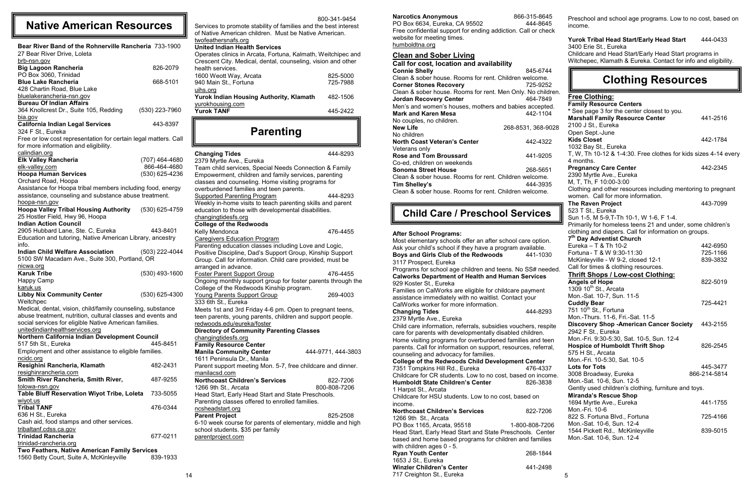# Native American Resources

**Bear River Band of the Rohnerville Rancheria** 733-1900
27 Bear River Drive, Loleta
brb-nsn.gov

**Big Lagoon Rancheria** 826-2079
PO Box 3060, Trinidad

**Blue Lake Rancheria** 668-5101
428 Chartin Road, Blue Lake
bluelakerancheria-nsn.gov

**Bureau Of Indian Affairs**
364 Knollcrest Dr., Suite 105, Redding (530) 223-7960
bia.gov

**California Indian Legal Services** 443-8397
324 F St., Eureka
Free or low cost representation for certain legal matters. Call for more information and eligibility.
calindian.org

**Elk Valley Rancheria** (707) 464-4680
elk-valley.com 866-464-4680

**Hoopa Human Services** (530) 625-4236
Orchard Road, Hoopa
Assistance for Hoopa tribal members including food, energy assistance, counseling and substance abuse treatment.
hoopa-nsn.gov

**Hoopa Valley Tribal Housing Authority** (530) 625-4759
25 Hostler Field, Hwy 96, Hoopa

**Indian Action Council**
2905 Hubbard Lane, Ste. C, Eureka 443-8401
Education and tutoring, Native American Library, ancestry info.

**Indian Child Welfare Association** (503) 222-4044
5100 SW Macadam Ave., Suite 300, Portland, OR
nicwa.org

**Karuk Tribe** (530) 493-1600
Happy Camp
karuk.us

**Libby Nix Community Center** (530) 625-4300
Weitchpec
Medical, dental, vision, child/family counseling, substance abuse treatment, nutrition, cultural classes and events and social services for eligible Native American families.
unitedindianhealthservices.org

**Northern California Indian Development Council**
517 5th St., Eureka 445-8451
Employment and other assistance to eligible families.
ncidc.org

**Resighini Rancheria, Klamath** 482-2431
resighinrancheria.com

**Smith River Rancheria, Smith River,** 487-9255
tolowa-nsn.gov

**Table Bluff Reservation Wiyot Tribe, Loleta** 733-5055
wiyot.us

**Tribal TANF** 476-0344
636 H St., Eureka
Cash aid, food stamps and other services.
tribaltanf.cdss.ca.gov

**Trinidad Rancheria** 677-0211
trinidad-rancheria.org

**Two Feathers, Native American Family Services**
1560 Betty Court, Suite A, McKinleyville 839-1933
800-341-9454
Services to promote stability of families and the best interest of Native American children. Must be Native American.
twofeathersnafs.org

**United Indian Health Services**
Operates clinics in Arcata, Fortuna, Kalmath, Weitchipec and Crescent City. Medical, dental, counseling, vision and other health services.
1600 Weott Way, Arcata 825-5000
940 Main St., Fortuna 725-7988
uihs.org

**Yurok Indian Housing Authority, Klamath** 482-1506
yurokhousing.com

**Yurok TANF** 445-2422

# Parenting

**Changing Tides** 444-8293
2379 Myrtle Ave., Eureka
Team child services, Special Needs Connection & Family Empowerment, children and family services, parenting classes and counseling. Home visiting programs for overburdened families and teen parents.
Supported Parenting Program 444-8293
Weekly in-home visits to teach parenting skills and parent education to those with developmental disabilities.
changingtidesfs.org

**College of the Redwoods**
Kelly Mendonca 476-4455
Caregivers Education Program
Parenting education classes including Love and Logic, Positive Discipline, Dad's Support Group, Kinship Support Group. Call for information. Child care provided, must be arranged in advance.
Foster Parent Support Group 476-4455
Ongoing monthly support group for foster parents through the College of the Redwoods Kinship program.
Young Parents Support Group 269-4003
333 6th St., Eureka
Meets 1st and 3rd Friday 4-6 pm. Open to pregnant teens, teen parents, young parents, children and support people.
redwoods.edu/eureka/foster

**Directory of Community Parenting Classes**
changingtidesfs.org

**Family Resource Center**
**Manila Community Center** 444-9771, 444-3803
1611 Peninsula Dr., Manila
Parent support meeting Mon. 5-7, free childcare and dinner.
manilacsd.com

**Northcoast Children's Services** 822-7206
1266 9th St., Arcata 800-808-7206
Head Start, Early Head Start and State Preschools. Parenting classes offered to enrolled families.
ncsheadstart.org

**Parent Project** 825-2508
6-10 week course for parents of elementary, middle and high school students. $35 per family
parentproject.com

**Narcotics Anonymous** 866-315-8645
PO Box 6634, Eureka, CA 95502 444-8645
Free confidential support for ending addiction. Call or check website for meeting times.
humboldtna.org

## Clean and Sober Living

**Call for cost, location and availability**

**Connie Shelly** 845-6744
Clean & sober house. Rooms for rent. Children welcome.

**Corner Stones Recovery** 725-9252
Clean & sober house. Rooms for rent. Men Only. No children.

**Jordan Recovery Center** 464-7849
Men's and women's houses, mothers and babies accepted.

**Mark and Karen Mesa** 442-1104
No couples, no children.

**New Life** 268-8531, 368-9028
No children

**North Coast Veteran's Center** 442-4322
Veterans only

**Rose and Tom Broussard** 441-9205
Co-ed, children on weekends

**Sonoma Street House** 268-5651
Clean & sober house. Rooms for rent. Children welcome.

**Tim Shelley's** 444-3935
Clean & sober house. Rooms for rent. Children welcome.

# Child Care / Preschool Services

**After School Programs:**
Most elementary schools offer an after school care option. Ask your child's school if they have a program available.

**Boys and Girls Club of the Redwoods** 441-1030
3117 Prospect, Eureka
Programs for school age children and teens. No SS# needed.

**Calworks Department of Health and Human Services**
929 Koster St., Eureka
Families on CalWorks are eligible for childcare payment assistance immediately with no waitlist. Contact your CalWorks worker for more information.

**Changing Tides** 444-8293
2379 Myrtle Ave., Eureka
Child care information, referrals, subsidies vouchers, respite care for parents with developmentally disabled children. Home visiting programs for overburdened families and teen parents. Call for information on support, resources, referral, counseling and advocacy for families.

**College of the Redwoods Child Development Center**
7351 Tompkins Hill Rd., Eureka 476-4337
Childcare for CR students. Low to no cost, based on income.

**Humboldt State Children's Center** 826-3838
1 Harpst St., Arcata
Childcare for HSU students. Low to no cost, based on income.

**Northcoast Children's Services** 822-7206
1266 9th St., Arcata
PO Box 1165, Arcata, 95518 1-800-808-7206
Head Start, Early Head Start and State Preschools. Center based and home based programs for children and families with children ages 0 - 5.

**Ryan Youth Center** 268-1844
1653 J St., Eureka

**Winzler Children's Center** 441-2498
717 Creighton St., Eureka
Preschool and school age programs. Low to no cost, based on income.

**Yurok Tribal Head Start/Early Head Start** 444-0433
3400 Erie St., Eureka
Childcare and Head Start/Early Head Start programs in Witchepec, Klamath & Eureka. Contact for info and eligibility.

# Clothing Resources

## Free Clothing:

**Family Resource Centers**
\* See page 3 for the center closest to you.

**Marshall Family Resource Center** 441-2516
2100 J St., Eureka
Open Sept.-June

**Kids Closet** 442-1784
1032 Bay St., Eureka
T, W, Th 10-12 & 1-4:30. Free clothes for kids sizes 4-14 every 4 months.

**Pregnancy Care Center** 442-2345
2390 Myrtle Ave., Eureka
M, T, Th, F 10:00-3:00
Clothing and other resources including mentoring to pregnant women. Call for more information.

**The Raven Project** 443-7099
523 T St., Eureka
Sun 1-5, M 5-9,T-Th 10-1, W 1-6, F 1-4.
Primarily for homeless teens 21 and under, some children's clothing and diapers. Call for information on groups.

**7th Day Adventist Church**
Eureka – T & Th 10-2 442-6950
Fortuna - T & W 9:30-11:30 725-1166
McKinleyville - W 9-2, closed 12-1 839-3832
Call for times & clothing resources.

## Thrift Shops / Low-cost Clothing:

**Angels of Hope** 822-5019
1309 10th St., Arcata
Mon.-Sat. 10-7, Sun. 11-5

**Cuddly Bear** 725-4421
751 10th St., Fortuna
Mon.-Thurs. 11-6, Fri.-Sat. 11-5

**Discovery Shop -American Cancer Society** 443-2155
2942 F St., Eureka
Mon.-Fri. 9:30-5:30, Sat. 10-5, Sun. 12-4

**Hospice of Humboldt Thrift Shop** 826-2545
575 H St., Arcata
Mon.-Fri. 10-5:30, Sat. 10-5

**Lots for Tots** 445-3477
3008 Broadway, Eureka 866-214-5814
Mon.-Sat. 10-6, Sun. 12-5
Gently used children's clothing, furniture and toys.

**Miranda's Rescue Shop**
1694 Myrtle Ave., Eureka 441-1755
Mon.-Fri. 10-6
822 S. Fortuna Blvd., Fortuna 725-4166
Mon.-Sat. 10-6, Sun. 12-4
1544 Pickett Rd., McKinleyville 839-5015
Mon.-Sat. 10-6, Sun. 12-4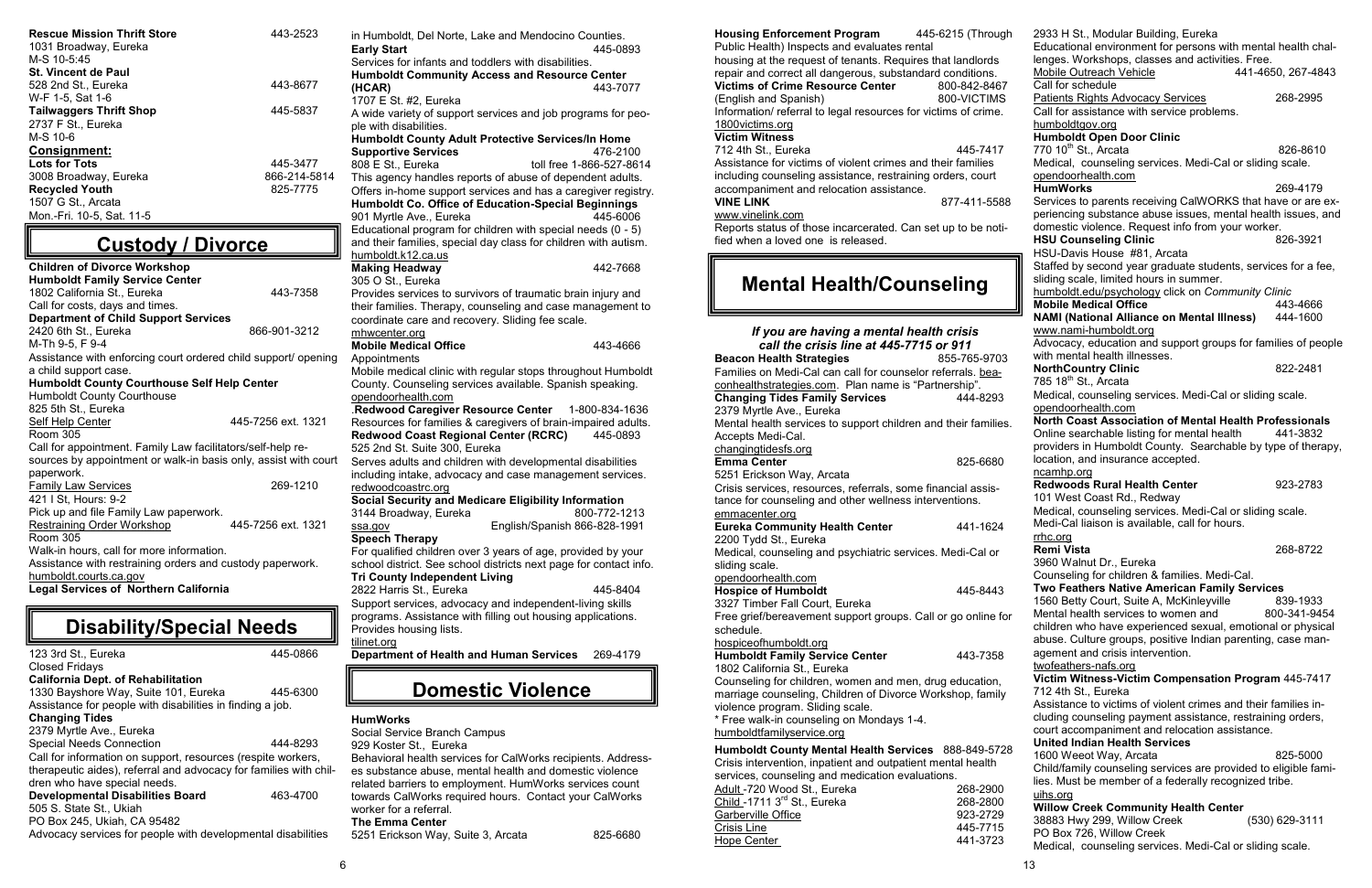**Rescue Mission Thrift Store** 443-2523
1031 Broadway, Eureka
M-S 10-5:45

**St. Vincent de Paul**
528 2nd St., Eureka 443-8677
W-F 1-5, Sat 1-6

**Tailwaggers Thrift Shop** 445-5837
2737 F St., Eureka
M-S 10-6

**Consignment:**

**Lots for Tots** 445-3477
3008 Broadway, Eureka 866-214-5814

**Recycled Youth** 825-7775
1507 G St., Arcata
Mon.-Fri. 10-5, Sat. 11-5

# Custody / Divorce

**Children of Divorce Workshop**
**Humboldt Family Service Center**
1802 California St., Eureka 443-7358
Call for costs, days and times.

**Department of Child Support Services**
2420 6th St., Eureka 866-901-3212
M-Th 9-5, F 9-4
Assistance with enforcing court ordered child support/ opening a child support case.

**Humboldt County Courthouse Self Help Center**
Humboldt County Courthouse
825 5th St., Eureka
Self Help Center 445-7256 ext. 1321
Room 305
Call for appointment. Family Law facilitators/self-help resources by appointment or walk-in basis only, assist with court paperwork.
Family Law Services 269-1210
421 I St, Hours: 9-2
Pick up and file Family Law paperwork.
Restraining Order Workshop 445-7256 ext. 1321
Room 305
Walk-in hours, call for more information.
Assistance with restraining orders and custody paperwork.
humboldt.courts.ca.gov

**Legal Services of Northern California**

# Disability/Special Needs

123 3rd St., Eureka 445-0866
Closed Fridays

**California Dept. of Rehabilitation**
1330 Bayshore Way, Suite 101, Eureka 445-6300
Assistance for people with disabilities in finding a job.

**Changing Tides**
2379 Myrtle Ave., Eureka
Special Needs Connection 444-8293
Call for information on support, resources (respite workers, therapeutic aides), referral and advocacy for families with children who have special needs.

**Developmental Disabilities Board** 463-4700
505 S. State St., Ukiah
PO Box 245, Ukiah, CA 95482
Advocacy services for people with developmental disabilities in Humboldt, Del Norte, Lake and Mendocino Counties.

**Early Start** 445-0893
Services for infants and toddlers with disabilities.

**Humboldt Community Access and Resource Center (HCAR)** 443-7077
1707 E St. #2, Eureka
A wide variety of support services and job programs for people with disabilities.

**Humboldt County Adult Protective Services/In Home Supportive Services** 476-2100
808 E St., Eureka toll free 1-866-527-8614
This agency handles reports of abuse of dependent adults. Offers in-home support services and has a caregiver registry.

**Humboldt Co. Office of Education-Special Beginnings**
901 Myrtle Ave., Eureka 445-6006
Educational program for children with special needs (0 - 5) and their families, special day class for children with autism.
humboldt.k12.ca.us

**Making Headway** 442-7668
305 O St., Eureka
Provides services to survivors of traumatic brain injury and their families. Therapy, counseling and case management to coordinate care and recovery. Sliding fee scale.
mhwcenter.org

**Mobile Medical Office** 443-4666
Appointments
Mobile medical clinic with regular stops throughout Humboldt County. Counseling services available. Spanish speaking.
opendoorhealth.com

.**Redwood Caregiver Resource Center** 1-800-834-1636
Resources for families & caregivers of brain-impaired adults.

**Redwood Coast Regional Center (RCRC)** 445-0893
525 2nd St. Suite 300, Eureka
Serves adults and children with developmental disabilities including intake, advocacy and case management services.
redwoodcoastrc.org

**Social Security and Medicare Eligibility Information**
3144 Broadway, Eureka 800-772-1213
ssa.gov English/Spanish 866-828-1991

**Speech Therapy**
For qualified children over 3 years of age, provided by your school district. See school districts next page for contact info.

**Tri County Independent Living**
2822 Harris St., Eureka 445-8404
Support services, advocacy and independent-living skills programs. Assistance with filling out housing applications. Provides housing lists.
tilinet.org

**Department of Health and Human Services** 269-4179

# Domestic Violence

**HumWorks**
Social Service Branch Campus
929 Koster St., Eureka
Behavioral health services for CalWorks recipients. Addresses substance abuse, mental health and domestic violence related barriers to employment. HumWorks services count towards CalWorks required hours. Contact your CalWorks worker for a referral.

**The Emma Center**
5251 Erickson Way, Suite 3, Arcata 825-6680

**Housing Enforcement Program** 445-6215 (Through Public Health) Inspects and evaluates rental housing at the request of tenants. Requires that landlords repair and correct all dangerous, substandard conditions.

**Victims of Crime Resource Center** 800-842-8467
(English and Spanish) 800-VICTIMS
Information/ referral to legal resources for victims of crime.
1800victims.org

**Victim Witness**
712 4th St., Eureka 445-7417
Assistance for victims of violent crimes and their families including counseling assistance, restraining orders, court accompaniment and relocation assistance.

**VINE LINK** 877-411-5588
www.vinelink.com
Reports status of those incarcerated. Can set up to be notified when a loved one is released.

# Mental Health/Counseling

***If you are having a mental health crisis call the crisis line at 445-7715 or 911***

**Beacon Health Strategies** 855-765-9703
Families on Medi-Cal can call for counselor referrals. beaconhealthstrategies.com. Plan name is "Partnership".

**Changing Tides Family Services** 444-8293
2379 Myrtle Ave., Eureka
Mental health services to support children and their families. Accepts Medi-Cal.
changingtidesfs.org

**Emma Center** 825-6680
5251 Erickson Way, Arcata
Crisis services, resources, referrals, some financial assistance for counseling and other wellness interventions.
emmacenter.org

**Eureka Community Health Center** 441-1624
2200 Tydd St., Eureka
Medical, counseling and psychiatric services. Medi-Cal or sliding scale.
opendoorhealth.com

**Hospice of Humboldt** 445-8443
3327 Timber Fall Court, Eureka
Free grief/bereavement support groups. Call or go online for schedule.
hospiceofhumboldt.org

**Humboldt Family Service Center** 443-7358
1802 California St., Eureka
Counseling for children, women and men, drug education, marriage counseling, Children of Divorce Workshop, family violence program. Sliding scale.
\* Free walk-in counseling on Mondays 1-4.
humboldtfamilyservice.org

**Humboldt County Mental Health Services** 888-849-5728
Crisis intervention, inpatient and outpatient mental health services, counseling and medication evaluations.

| | |
|---|---|
| Adult -720 Wood St., Eureka | 268-2900 |
| Child -1711 3rd St., Eureka | 268-2800 |
| Garberville Office | 923-2729 |
| Crisis Line | 445-7715 |
| Hope Center | 441-3723 |

2933 H St., Modular Building, Eureka
Educational environment for persons with mental health challenges. Workshops, classes and activities. Free.
Mobile Outreach Vehicle 441-4650, 267-4843
Call for schedule
Patients Rights Advocacy Services 268-2995
Call for assistance with service problems.
humboldtgov.org

**Humboldt Open Door Clinic**
770 10th St., Arcata 826-8610
Medical, counseling services. Medi-Cal or sliding scale.
opendoorhealth.com

**HumWorks** 269-4179
Services to parents receiving CalWORKS that have or are experiencing substance abuse issues, mental health issues, and domestic violence. Request info from your worker.

**HSU Counseling Clinic** 826-3921
HSU-Davis House #81, Arcata
Staffed by second year graduate students, services for a fee, sliding scale, limited hours in summer.
humboldt.edu/psychology click on *Community Clinic*

**Mobile Medical Office** 443-4666

**NAMI (National Alliance on Mental Illness)** 444-1600
www.nami-humboldt.org
Advocacy, education and support groups for families of people with mental health illnesses.

**NorthCountry Clinic** 822-2481
785 18th St., Arcata
Medical, counseling services. Medi-Cal or sliding scale.
opendoorhealth.com

**North Coast Association of Mental Health Professionals**
Online searchable listing for mental health 441-3832
providers in Humboldt County. Searchable by type of therapy, location, and insurance accepted.
ncamhp.org

**Redwoods Rural Health Center** 923-2783
101 West Coast Rd., Redway
Medical, counseling services. Medi-Cal or sliding scale. Medi-Cal liaison is available, call for hours.
rrhc.org

**Remi Vista** 268-8722
3960 Walnut Dr., Eureka
Counseling for children & families. Medi-Cal.

**Two Feathers Native American Family Services**
1560 Betty Court, Suite A, McKinleyville 839-1933
Mental health services to women and 800-341-9454
children who have experienced sexual, emotional or physical abuse. Culture groups, positive Indian parenting, case management and crisis intervention.
twofeathers-nafs.org

**Victim Witness-Victim Compensation Program** 445-7417
712 4th St., Eureka
Assistance to victims of violent crimes and their families including counseling payment assistance, restraining orders, court accompaniment and relocation assistance.

**United Indian Health Services**
1600 Weeot Way, Arcata 825-5000
Child/family counseling services are provided to eligible families. Must be member of a federally recognized tribe.
uihs.org

**Willow Creek Community Health Center**
38883 Hwy 299, Willow Creek (530) 629-3111
PO Box 726, Willow Creek
Medical, counseling services. Medi-Cal or sliding scale.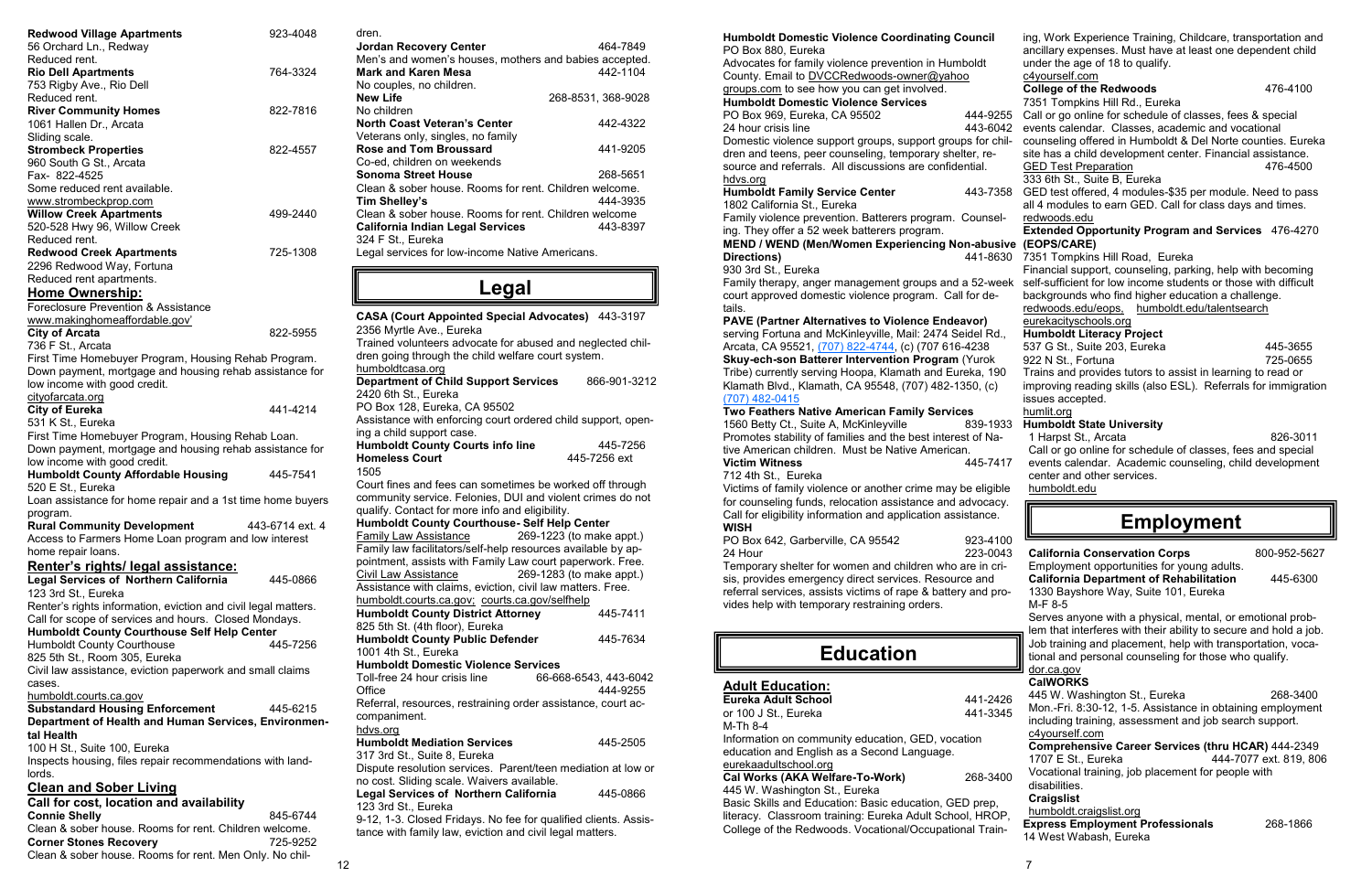**Redwood Village Apartments** 923-4048
56 Orchard Ln., Redway
Reduced rent.

**Rio Dell Apartments** 764-3324
753 Rigby Ave., Rio Dell
Reduced rent.

**River Community Homes** 822-7816
1061 Hallen Dr., Arcata
Sliding scale.

**Strombeck Properties** 822-4557
960 South G St., Arcata
Fax- 822-4525
Some reduced rent available.
www.strombeckprop.com

**Willow Creek Apartments** 499-2440
520-528 Hwy 96, Willow Creek
Reduced rent.

**Redwood Creek Apartments** 725-1308
2296 Redwood Way, Fortuna
Reduced rent apartments.

## Home Ownership:

Foreclosure Prevention & Assistance
www.makinghomeaffordable.gov'

**City of Arcata** 822-5955
736 F St., Arcata
First Time Homebuyer Program, Housing Rehab Program. Down payment, mortgage and housing rehab assistance for low income with good credit.
cityofarcata.org

**City of Eureka** 441-4214
531 K St., Eureka
First Time Homebuyer Program, Housing Rehab Loan. Down payment, mortgage and housing rehab assistance for low income with good credit.

**Humboldt County Affordable Housing** 445-7541
520 E St., Eureka
Loan assistance for home repair and a 1st time home buyers program.

**Rural Community Development** 443-6714 ext. 4
Access to Farmers Home Loan program and low interest home repair loans.

## Renter's rights/ legal assistance:

**Legal Services of Northern California** 445-0866
123 3rd St., Eureka
Renter's rights information, eviction and civil legal matters. Call for scope of services and hours. Closed Mondays.

**Humboldt County Courthouse Self Help Center**
Humboldt County Courthouse 445-7256
825 5th St., Room 305, Eureka
Civil law assistance, eviction paperwork and small claims cases.
humboldt.courts.ca.gov

**Substandard Housing Enforcement** 445-6215

**Department of Health and Human Services, Environmental Health**
100 H St., Suite 100, Eureka
Inspects housing, files repair recommendations with landlords.

## Clean and Sober Living

**Call for cost, location and availability**

**Connie Shelly** 845-6744
Clean & sober house. Rooms for rent. Children welcome.

**Corner Stones Recovery** 725-9252
Clean & sober house. Rooms for rent. Men Only. No children.

**Jordan Recovery Center** 464-7849
Men's and women's houses, mothers and babies accepted.

**Mark and Karen Mesa** 442-1104
No couples, no children.

**New Life** 268-8531, 368-9028
No children

**North Coast Veteran's Center** 442-4322
Veterans only, singles, no family

**Rose and Tom Broussard** 441-9205
Co-ed, children on weekends

**Sonoma Street House** 268-5651
Clean & sober house. Rooms for rent. Children welcome.

**Tim Shelley's** 444-3935
Clean & sober house. Rooms for rent. Children welcome

**California Indian Legal Services** 443-8397
324 F St., Eureka
Legal services for low-income Native Americans.

# Legal

**CASA (Court Appointed Special Advocates)** 443-3197
2356 Myrtle Ave., Eureka
Trained volunteers advocate for abused and neglected children going through the child welfare court system.
humboldtcasa.org

**Department of Child Support Services** 866-901-3212
2420 6th St., Eureka
PO Box 128, Eureka, CA 95502
Assistance with enforcing court ordered child support, opening a child support case.

**Humboldt County Courts info line** 445-7256
**Homeless Court** 445-7256 ext 1505
Court fines and fees can sometimes be worked off through community service. Felonies, DUI and violent crimes do not qualify. Contact for more info and eligibility.

**Humboldt County Courthouse- Self Help Center**
Family Law Assistance 269-1223 (to make appt.)
Family law facilitators/self-help resources available by appointment, assists with Family Law court paperwork. Free.
Civil Law Assistance 269-1283 (to make appt.)
Assistance with claims, eviction, civil law matters. Free.
humboldt.courts.ca.gov; courts.ca.gov/selfhelp

**Humboldt County District Attorney** 445-7411
825 5th St. (4th floor), Eureka

**Humboldt County Public Defender** 445-7634
1001 4th St., Eureka

**Humboldt Domestic Violence Services**
Toll-free 24 hour crisis line 66-668-6543, 443-6042
Office 444-9255
Referral, resources, restraining order assistance, court accompaniment.
hdvs.org

**Humboldt Mediation Services** 445-2505
317 3rd St., Suite 8, Eureka
Dispute resolution services. Parent/teen mediation at low or no cost. Sliding scale. Waivers available.

**Legal Services of Northern California** 445-0866
123 3rd St., Eureka
9-12, 1-3. Closed Fridays. No fee for qualified clients. Assistance with family law, eviction and civil legal matters.

**Humboldt Domestic Violence Coordinating Council**
PO Box 880, Eureka
Advocates for family violence prevention in Humboldt County. Email to DVCCRedwoods-owner@yahoo groups.com to see how you can get involved.

**Humboldt Domestic Violence Services**
PO Box 969, Eureka, CA 95502 444-9255
24 hour crisis line 443-6042
Domestic violence support groups, support groups for children and teens, peer counseling, temporary shelter, resource and referrals. All discussions are confidential.
hdvs.org

**Humboldt Family Service Center** 443-7358
1802 California St., Eureka
Family violence prevention. Batterers program. Counseling. They offer a 52 week batterers program.

**MEND / WEND (Men/Women Experiencing Non-abusive Directions)** 441-8630
930 3rd St., Eureka
Family therapy, anger management groups and a 52-week court approved domestic violence program. Call for details.

**PAVE (Partner Alternatives to Violence Endeavor)**
serving Fortuna and McKinleyville, Mail: 2474 Seidel Rd., Arcata, CA 95521, (707) 822-4744, (c) (707 616-4238

**Skyy-ech-son Batterer Intervention Program** (Yurok Tribe) currently serving Hoopa, Klamath and Eureka, 190 Klamath Blvd., Klamath, CA 95548, (707) 482-1350, (c) (707) 482-0415

**Two Feathers Native American Family Services**
1560 Betty Ct., Suite A, McKinleyville 839-1933
Promotes stability of families and the best interest of Native American children. Must be Native American.

**Victim Witness** 445-7417
712 4th St., Eureka
Victims of family violence or another crime may be eligible for counseling funds, relocation assistance and advocacy. Call for eligibility information and application assistance.

**WISH**
PO Box 642, Garberville, CA 95542 923-4100
24 Hour 223-0043
Temporary shelter for women and children who are in crisis, provides emergency direct services. Resource and referral services, assists victims of rape & battery and provides help with temporary restraining orders.

# Education

## Adult Education:

**Eureka Adult School** 441-2426
or 100 J St., Eureka 441-3345
M-Th 8-4
Information on community education, GED, vocation education and English as a Second Language.
eurekaadultschool.org

**Cal Works (AKA Welfare-To-Work)** 268-3400
445 W. Washington St., Eureka
Basic Skills and Education: Basic education, GED prep, literacy. Classroom training: Eureka Adult School, HROP, College of the Redwoods. Vocational/Occupational Training, Work Experience Training, Childcare, transportation and ancillary expenses. Must have at least one dependent child under the age of 18 to qualify.
c4yourself.com

**College of the Redwoods** 476-4100
7351 Tompkins Hill Rd., Eureka
Call or go online for schedule of classes, fees & special events calendar. Classes, academic and vocational counseling offered in Humboldt & Del Norte counties. Eureka site has a child development center. Financial assistance.

GED Test Preparation 476-4500
333 6th St., Suite B, Eureka
GED test offered, 4 modules-$35 per module. Need to pass all 4 modules to earn GED. Call for class days and times.
redwoods.edu

**Extended Opportunity Program and Services (EOPS/CARE)** 476-4270
7351 Tompkins Hill Road, Eureka
Financial support, counseling, parking, help with becoming self-sufficient for low income students or those with difficult backgrounds who find higher education a challenge.
redwoods.edu/eops, humboldt.edu/talentsearch
eurekacityschools.org

**Humboldt Literacy Project**
537 G St., Suite 203, Eureka 445-3655
922 N St., Fortuna 725-0655
Trains and provides tutors to assist in learning to read or improving reading skills (also ESL). Referrals for immigration issues accepted.
humlit.org

**Humboldt State University**
1 Harpst St., Arcata 826-3011
Call or go online for schedule of classes, fees and special events calendar. Academic counseling, child development center and other services.
humboldt.edu

# Employment

**California Conservation Corps** 800-952-5627
Employment opportunities for young adults.

**California Department of Rehabilitation** 445-6300
1330 Bayshore Way, Suite 101, Eureka
M-F 8-5
Serves anyone with a physical, mental, or emotional problem that interferes with their ability to secure and hold a job. Job training and placement, help with transportation, vocational and personal counseling for those who qualify.
dor.ca.gov

**CalWORKS**
445 W. Washington St., Eureka 268-3400
Mon.-Fri. 8:30-12, 1-5. Assistance in obtaining employment including training, assessment and job search support.
c4yourself.com

**Comprehensive Career Services (thru HCAR)** 444-2349
1707 E St., Eureka 444-7077 ext. 819, 806
Vocational training, job placement for people with disabilities.

**Craigslist**
humboldt.craigslist.org

**Express Employment Professionals** 268-1866
14 West Wabash, Eureka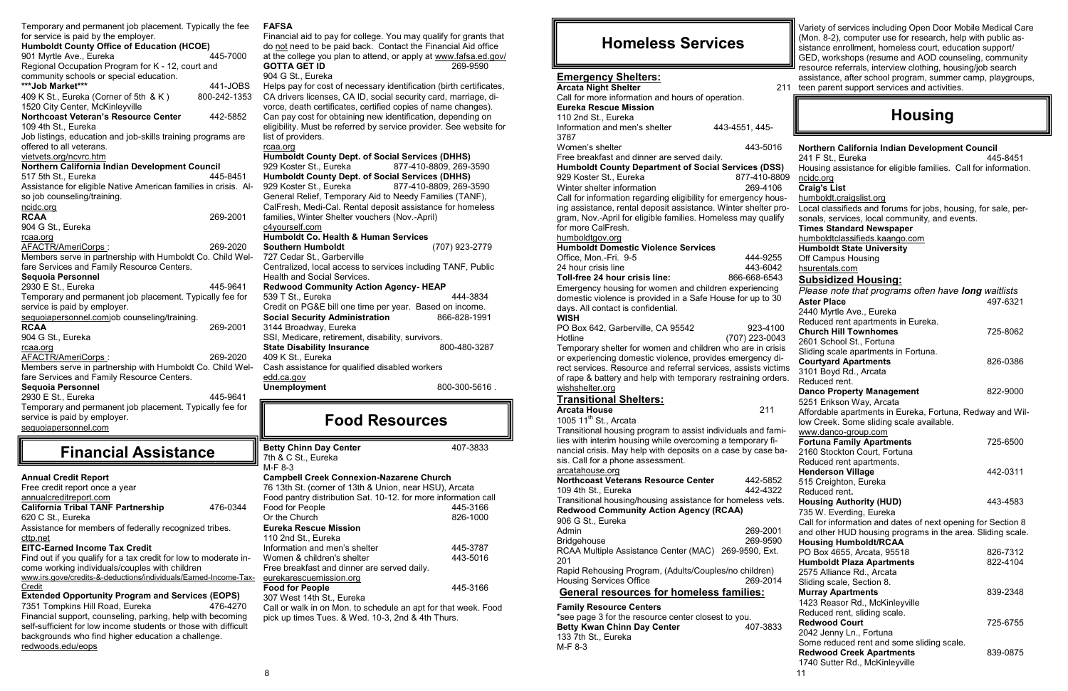Temporary and permanent job placement. Typically the fee for service is paid by the employer.

**Humboldt County Office of Education (HCOE)**
901 Myrtle Ave., Eureka 445-7000
Regional Occupation Program for K - 12, court and community schools or special education.

**\*\*\*Job Market\*\*\*** 441-JOBS
409 K St., Eureka (Corner of 5th & K ) 800-242-1353
1520 City Center, McKinleyville

**Northcoast Veteran's Resource Center** 442-5852
109 4th St., Eureka
Job listings, education and job-skills training programs are offered to all veterans.
vietvets.org/ncvrc.htm

**Northern California Indian Development Council**
517 5th St., Eureka 445-8451
Assistance for eligible Native American families in crisis. Also job counseling/training.
ncidc.org

**RCAA** 269-2001
904 G St., Eureka
rcaa.org
AFACTR/AmeriCorps : 269-2020
Members serve in partnership with Humboldt Co. Child Welfare Services and Family Resource Centers.

**Sequoia Personnel**
2930 E St., Eureka 445-9641
Temporary and permanent job placement. Typically fee for service is paid by employer.
sequoiapersonnel.comjob counseling/training.

**RCAA** 269-2001
904 G St., Eureka
rcaa.org
AFACTR/AmeriCorps : 269-2020
Members serve in partnership with Humboldt Co. Child Welfare Services and Family Resource Centers.

**Sequoia Personnel**
2930 E St., Eureka 445-9641
Temporary and permanent job placement. Typically fee for service is paid by employer.
sequoiapersonnel.com

# Financial Assistance

**Annual Credit Report**
Free credit report once a year
annualcreditreport.com

**California Tribal TANF Partnership** 476-0344
620 C St., Eureka
Assistance for members of federally recognized tribes.
cttp.net

**EITC-Earned Income Tax Credit**
Find out if you qualify for a tax credit for low to moderate income working individuals/couples with children
www.irs.gove/credits-&-deductions/individuals/Earned-Income-Tax-Credit

**Extended Opportunity Program and Services (EOPS)**
7351 Tompkins Hill Road, Eureka 476-4270
Financial support, counseling, parking, help with becoming self-sufficient for low income students or those with difficult backgrounds who find higher education a challenge.
redwoods.edu/eops

**FAFSA**
Financial aid to pay for college. You may qualify for grants that do not need to be paid back. Contact the Financial Aid office at the college you plan to attend, or apply at www.fafsa.ed.gov/

**GOTTA GET ID** 269-9590
904 G St., Eureka
Helps pay for cost of necessary identification (birth certificates, CA drivers licenses, CA ID, social security card, marriage, divorce, death certificates, certified copies of name changes). Can pay cost for obtaining new identification, depending on eligibility. Must be referred by service provider. See website for list of providers.
rcaa.org

**Humboldt County Dept. of Social Services (DHHS)**
929 Koster St., Eureka 877-410-8809, 269-3590

**Humboldt County Dept. of Social Services (DHHS)**
929 Koster St., Eureka 877-410-8809, 269-3590
General Relief, Temporary Aid to Needy Families (TANF), CalFresh, Medi-Cal. Rental deposit assistance for homeless families, Winter Shelter vouchers (Nov.-April)
c4yourself.com

**Humboldt Co. Health & Human Services**
**Southern Humboldt** (707) 923-2779
727 Cedar St., Garberville
Centralized, local access to services including TANF, Public Health and Social Services.

**Redwood Community Action Agency- HEAP**
539 T St., Eureka 444-3834
Credit on PG&E bill one time per year. Based on income.

**Social Security Administration** 866-828-1991
3144 Broadway, Eureka
SSI, Medicare, retirement, disability, survivors.

**State Disability Insurance** 800-480-3287
409 K St., Eureka
Cash assistance for qualified disabled workers
edd.ca.gov

**Unemployment** 800-300-5616 .

# Food Resources

**Betty Chinn Day Center** 407-3833
7th & C St., Eureka
M-F 8-3

**Campbell Creek Connexion-Nazarene Church**
76 13th St. (corner of 13th & Union, near HSU), Arcata
Food pantry distribution Sat. 10-12. for more information call
Food for People 445-3166
Or the Church 826-1000

**Eureka Rescue Mission**
110 2nd St., Eureka
Information and men's shelter 445-3787
Women & children's shelter 443-5016
Free breakfast and dinner are served daily.
eurekarescuemission.org

**Food for People** 445-3166
307 West 14th St., Eureka
Call or walk in on Mon. to schedule an apt for that week. Food pick up times Tues. & Wed. 10-3, 2nd & 4th Thurs.

# Homeless Services

## Emergency Shelters:

**Arcata Night Shelter** 211
Call for more information and hours of operation.

**Eureka Rescue Mission**
110 2nd St., Eureka
Information and men's shelter 443-4551, 445-3787
Women's shelter 443-5016
Free breakfast and dinner are served daily.

**Humboldt County Department of Social Services (DSS)**
929 Koster St., Eureka 877-410-8809
Winter shelter information 269-4106
Call for information regarding eligibility for emergency housing assistance, rental deposit assistance. Winter shelter program, Nov.-April for eligible families. Homeless may qualify for more CalFresh.
humboldtgov.org

**Humboldt Domestic Violence Services**
Office, Mon.-Fri. 9-5 444-9255
24 hour crisis line 443-6042
**Toll-free 24 hour crisis line:** 866-668-6543
Emergency housing for women and children experiencing domestic violence is provided in a Safe House for up to 30 days. All contact is confidential.

**WISH**
PO Box 642, Garberville, CA 95542 923-4100
Hotline (707) 223-0043
Temporary shelter for women and children who are in crisis or experiencing domestic violence, provides emergency direct services. Resource and referral services, assists victims of rape & battery and help with temporary restraining orders.
wishshelter.org

## Transitional Shelters:

**Arcata House** 211
1005 11[th] St., Arcata
Transitional housing program to assist individuals and families with interim housing while overcoming a temporary financial crisis. May help with deposits on a case by case basis. Call for a phone assessment.
arcatahouse.org

**Northcoast Veterans Resource Center** 442-5852
109 4th St., Eureka 442-4322
Transitional housing/housing assistance for homeless vets.

**Redwood Community Action Agency (RCAA)**
906 G St., Eureka
Admin 269-2001
Bridgehouse 269-9590
RCAA Multiple Assistance Center (MAC) 269-9590, Ext. 201
Rapid Rehousing Program, (Adults/Couples/no children)
Housing Services Office 269-2014

## General resources for homeless families:

**Family Resource Centers**
\*see page 3 for the resource center closest to you.

**Betty Kwan Chinn Day Center** 407-3833
133 7th St., Eureka
M-F 8-3
Variety of services including Open Door Mobile Medical Care (Mon. 8-2), computer use for research, help with public assistance enrollment, homeless court, education support/GED, workshops (resume and AOD counseling, community resource referrals, interview clothing, housing/job search assistance, after school program, summer camp, playgroups, teen parent support services and activities.

# Housing

**Northern California Indian Development Council**
241 F St., Eureka 445-8451
Housing assistance for eligible families. Call for information.
ncidc.org

**Craig's List**
humboldt.craigslist.org
Local classifieds and forums for jobs, housing, for sale, personals, services, local community, and events.

**Times Standard Newspaper**
humboldtclassifieds.kaango.com

**Humboldt State University**
Off Campus Housing
hsurentals.com

## Subsidized Housing:

*Please note that programs often have **long** waitlists*

**Aster Place** 497-6321
2440 Myrtle Ave., Eureka
Reduced rent apartments in Eureka.

**Church Hill Townhomes** 725-8062
2601 School St., Fortuna
Sliding scale apartments in Fortuna.

**Courtyard Apartments** 826-0386
3101 Boyd Rd., Arcata
Reduced rent.

**Danco Property Management** 822-9000
5251 Erikson Way, Arcata
Affordable apartments in Eureka, Fortuna, Redway and Willow Creek. Some sliding scale available.
www.danco-group.com

**Fortuna Family Apartments** 725-6500
2160 Stockton Court, Fortuna
Reduced rent apartments.

**Henderson Village** 442-0311
515 Creighton, Eureka
Reduced rent**.**

**Housing Authority (HUD)** 443-4583
735 W. Everding, Eureka
Call for information and dates of next opening for Section 8 and other HUD housing programs in the area. Sliding scale.

**Housing Humboldt/RCAA**
PO Box 4655, Arcata, 95518 826-7312

**Humboldt Plaza Apartments** 822-4104
2575 Alliance Rd., Arcata
Sliding scale, Section 8.

**Murray Apartments** 839-2348
1423 Reasor Rd., McKinleyville
Reduced rent, sliding scale.

**Redwood Court** 725-6755
2042 Jenny Ln., Fortuna
Some reduced rent and some sliding scale.

**Redwood Creek Apartments** 839-0875
1740 Sutter Rd., McKinleyville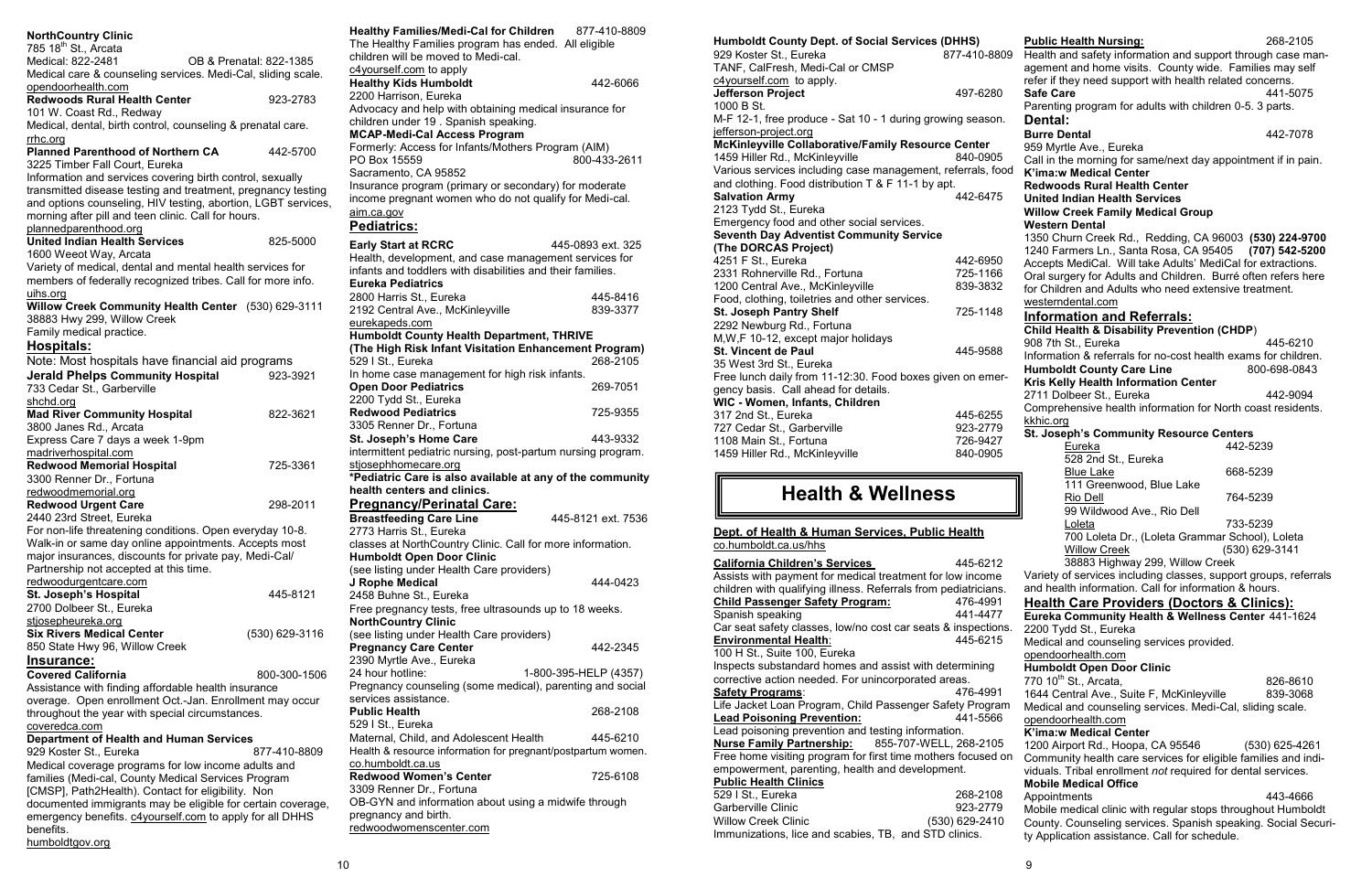**NorthCountry Clinic**
785 18th St., Arcata
Medical: 822-2481 OB & Prenatal: 822-1385
Medical care & counseling services. Medi-Cal, sliding scale.
opendoorhealth.com

**Redwoods Rural Health Center** 923-2783
101 W. Coast Rd., Redway
Medical, dental, birth control, counseling & prenatal care.
rrhc.org

**Planned Parenthood of Northern CA** 442-5700
3225 Timber Fall Court, Eureka
Information and services covering birth control, sexually transmitted disease testing and treatment, pregnancy testing and options counseling, HIV testing, abortion, LGBT services, morning after pill and teen clinic. Call for hours.
plannedparenthood.org

**United Indian Health Services** 825-5000
1600 Weeot Way, Arcata
Variety of medical, dental and mental health services for members of federally recognized tribes. Call for more info.
uihs.org

**Willow Creek Community Health Center** (530) 629-3111
38883 Hwy 299, Willow Creek
Family medical practice.

## Hospitals:

Note: Most hospitals have financial aid programs

**Jerald Phelps Community Hospital** 923-3921
733 Cedar St., Garberville
shchd.org

**Mad River Community Hospital** 822-3621
3800 Janes Rd., Arcata
Express Care 7 days a week 1-9pm
madriverhospital.com

**Redwood Memorial Hospital** 725-3361
3300 Renner Dr., Fortuna
redwoodmemorial.org

**Redwood Urgent Care** 298-2011
2440 23rd Street, Eureka
For non-life threatening conditions. Open everyday 10-8. Walk-in or same day online appointments. Accepts most major insurances, discounts for private pay, Medi-Cal/ Partnership not accepted at this time.
redwoodurgentcare.com

**St. Joseph's Hospital** 445-8121
2700 Dolbeer St., Eureka
stjosepheureka.org

**Six Rivers Medical Center** (530) 629-3116
850 State Hwy 96, Willow Creek

## Insurance:

**Covered California** 800-300-1506
Assistance with finding affordable health insurance overage. Open enrollment Oct.-Jan. Enrollment may occur throughout the year with special circumstances.
coveredca.com

**Department of Health and Human Services** 877-410-8809
929 Koster St., Eureka
Medical coverage programs for low income adults and families (Medi-cal, County Medical Services Program [CMSP], Path2Health). Contact for eligibility. Non documented immigrants may be eligible for certain coverage, emergency benefits. c4yourself.com to apply for all DHHS benefits.
humboldtgov.org

**Healthy Families/Medi-Cal for Children** 877-410-8809
The Healthy Families program has ended. All eligible children will be moved to Medi-cal.
c4yourself.com to apply

**Healthy Kids Humboldt** 442-6066
2200 Harrison, Eureka
Advocacy and help with obtaining medical insurance for children under 19 . Spanish speaking.

**MCAP-Medi-Cal Access Program**
Formerly: Access for Infants/Mothers Program (AIM)
PO Box 15559 800-433-2611
Sacramento, CA 95852
Insurance program (primary or secondary) for moderate income pregnant women who do not qualify for Medi-cal.
aim.ca.gov

## Pediatrics:

**Early Start at RCRC** 445-0893 ext. 325
Health, development, and case management services for infants and toddlers with disabilities and their families.

**Eureka Pediatrics**
2800 Harris St., Eureka 445-8416
2192 Central Ave., McKinleyville 839-3377
eurekapeds.com

**Humboldt County Health Department, THRIVE (The High Risk Infant Visitation Enhancement Program)**
529 I St., Eureka 268-2105
In home case management for high risk infants.

**Open Door Pediatrics** 269-7051
2200 Tydd St., Eureka

**Redwood Pediatrics** 725-9355
3305 Renner Dr., Fortuna

**St. Joseph's Home Care** 443-9332
intermittent pediatric nursing, post-partum nursing program.
stjosephhomecare.org

***Pediatric Care is also available at any of the community health centers and clinics.**

## Pregnancy/Perinatal Care:

**Breastfeeding Care Line** 445-8121 ext. 7536
2773 Harris St., Eureka
classes at NorthCountry Clinic. Call for more information.

**Humboldt Open Door Clinic**
(see listing under Health Care providers)

**J Rophe Medical** 444-0423
2458 Buhne St., Eureka
Free pregnancy tests, free ultrasounds up to 18 weeks.

**NorthCountry Clinic**
(see listing under Health Care providers)

**Pregnancy Care Center** 442-2345
2390 Myrtle Ave., Eureka
24 hour hotline: 1-800-395-HELP (4357)
Pregnancy counseling (some medical), parenting and social services assistance.

**Public Health** 268-2108
529 I St., Eureka
Maternal, Child, and Adolescent Health 445-6210
Health & resource information for pregnant/postpartum women.
co.humboldt.ca.us

**Redwood Women's Center** 725-6108
3309 Renner Dr., Fortuna
OB-GYN and information about using a midwife through pregnancy and birth.
redwoodwomenscenter.com

**Humboldt County Dept. of Social Services (DHHS)**
929 Koster St., Eureka 877-410-8809
TANF, CalFresh, Medi-Cal or CMSP
c4yourself.com to apply.

**Jefferson Project** 497-6280
1000 B St.
M-F 12-1, free produce - Sat 10 - 1 during growing season.
jefferson-project.org

**McKinleyville Collaborative/Family Resource Center**
1459 Hiller Rd., McKinleyville 840-0905
Various services including case management, referrals, food and clothing. Food distribution T & F 11-1 by apt.

**Salvation Army** 442-6475
2123 Tydd St., Eureka
Emergency food and other social services.

**Seventh Day Adventist Community Service (The DORCAS Project)**
4251 F St., Eureka 442-6950
2331 Rohnerville Rd., Fortuna 725-1166
1200 Central Ave., McKinleyville 839-3832
Food, clothing, toiletries and other services.

**St. Joseph Pantry Shelf** 725-1148
2292 Newburg Rd., Fortuna
M,W,F 10-12, except major holidays

**St. Vincent de Paul** 445-9588
35 West 3rd St., Eureka
Free lunch daily from 11-12:30. Food boxes given on emergency basis. Call ahead for details.

**WIC - Women, Infants, Children**
317 2nd St., Eureka 445-6255
727 Cedar St., Garberville 923-2779
1108 Main St., Fortuna 726-9427
1459 Hiller Rd., McKinleyville 840-0905

# Health & Wellness

**Dept. of Health & Human Services, Public Health**
co.humboldt.ca.us/hhs

**California Children's Services** 445-6212
Assists with payment for medical treatment for low income children with qualifying illness. Referrals from pediatricians.

**Child Passenger Safety Program:** 476-4991
Spanish speaking 441-4477
Car seat safety classes, low/no cost car seats & inspections.

**Environmental Health:** 445-6215
100 H St., Suite 100, Eureka
Inspects substandard homes and assist with determining corrective action needed. For unincorporated areas.

**Safety Programs:** 476-4991
Life Jacket Loan Program, Child Passenger Safety Program

**Lead Poisoning Prevention:** 441-5566
Lead poisoning prevention and testing information.

**Nurse Family Partnership:** 855-707-WELL, 268-2105
Free home visiting program for first time mothers focused on empowerment, parenting, health and development.

**Public Health Clinics**
529 I St., Eureka 268-2108
Garberville Clinic 923-2779
Willow Creek Clinic (530) 629-2410
Immunizations, lice and scabies, TB, and STD clinics.

**Public Health Nursing:** 268-2105
Health and safety information and support through case management and home visits. County wide. Families may self refer if they need support with health related concerns.

**Safe Care** 441-5075
Parenting program for adults with children 0-5. 3 parts.

## Dental:

**Burre Dental** 442-7078
959 Myrtle Ave., Eureka
Call in the morning for same/next day appointment if in pain.

**K'ima:w Medical Center**
**Redwoods Rural Health Center**
**United Indian Health Services**
**Willow Creek Family Medical Group**
**Western Dental**
1350 Churn Creek Rd., Redding, CA 96003 **(530) 224-9700**
1240 Farmers Ln., Santa Rosa, CA 95405 **(707) 542-5200**
Accepts MediCal. Will take Adults' MediCal for extractions. Oral surgery for Adults and Children. Burré often refers here for Children and Adults who need extensive treatment.
westerndental.com

## Information and Referrals:

**Child Health & Disability Prevention (CHDP)**
908 7th St., Eureka 445-6210
Information & referrals for no-cost health exams for children.

**Humboldt County Care Line** 800-698-0843

**Kris Kelly Health Information Center**
2711 Dolbeer St., Eureka 442-9094
Comprehensive health information for North coast residents.
kkhic.org

**St. Joseph's Community Resource Centers**
Eureka 442-5239
528 2nd St., Eureka
Blue Lake 668-5239
111 Greenwood, Blue Lake
Rio Dell 764-5239
99 Wildwood Ave., Rio Dell
Loleta 733-5239
700 Loleta Dr., (Loleta Grammar School), Loleta
Willow Creek (530) 629-3141
38883 Highway 299, Willow Creek
Variety of services including classes, support groups, referrals and health information. Call for information & hours.

## Health Care Providers (Doctors & Clinics):

**Eureka Community Health & Wellness Center** 441-1624
2200 Tydd St., Eureka
Medical and counseling services provided.
opendoorhealth.com

**Humboldt Open Door Clinic**
770 10th St., Arcata, 826-8610
1644 Central Ave., Suite F, McKinleyville 839-3068
Medical and counseling services. Medi-Cal, sliding scale.
opendoorhealth.com

**K'ima:w Medical Center**
1200 Airport Rd., Hoopa, CA 95546 (530) 625-4261
Community health care services for eligible families and individuals. Tribal enrollment *not* required for dental services.

**Mobile Medical Office**
Appointments 443-4666
Mobile medical clinic with regular stops throughout Humboldt County. Counseling services. Spanish speaking. Social Security Application assistance. Call for schedule.